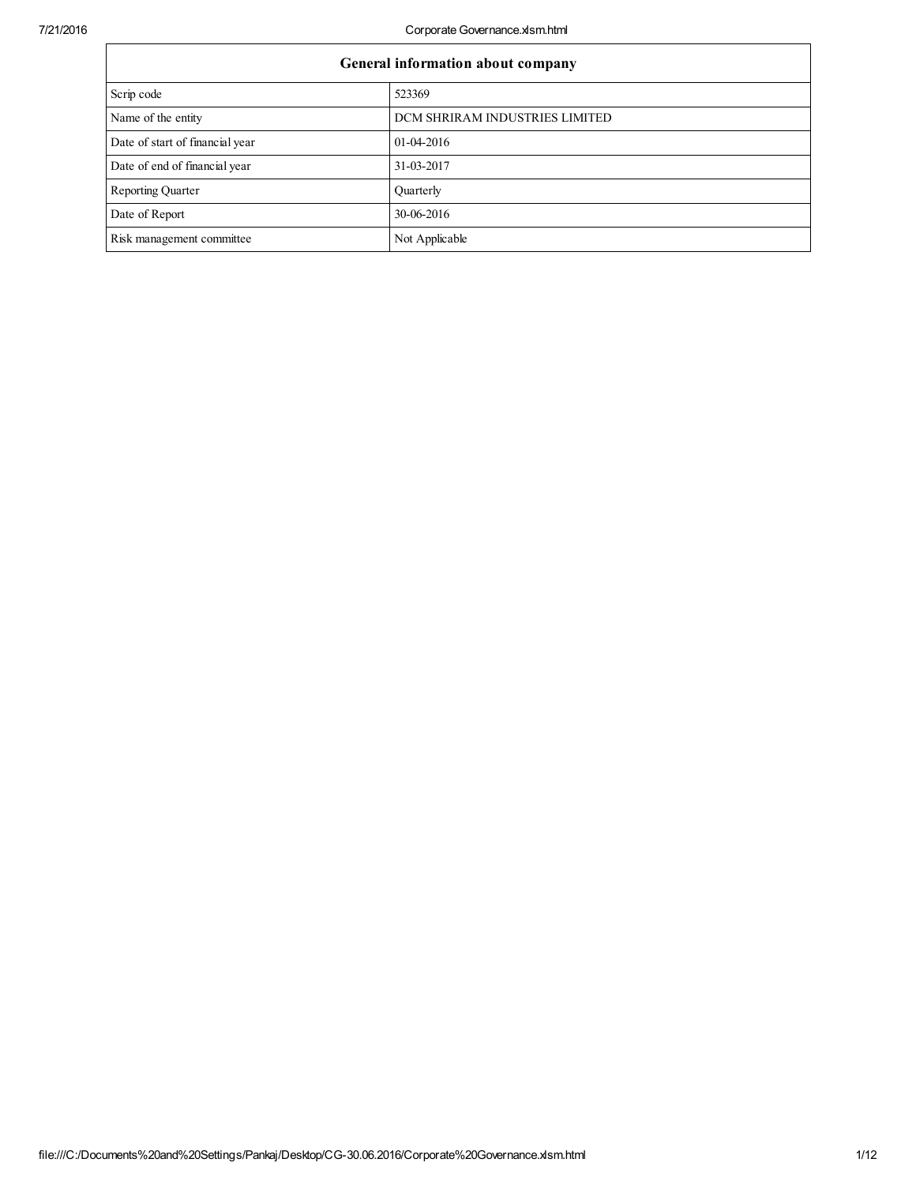| General information about company | |
|---|---|
| Scrip code | 523369 |
| Name of the entity | DCM SHRIRAM INDUSTRIES LIMITED |
| Date of start of financial year | 01-04-2016 |
| Date of end of financial year | 31-03-2017 |
| Reporting Quarter | Quarterly |
| Date of Report | 30-06-2016 |
| Risk management committee | Not Applicable |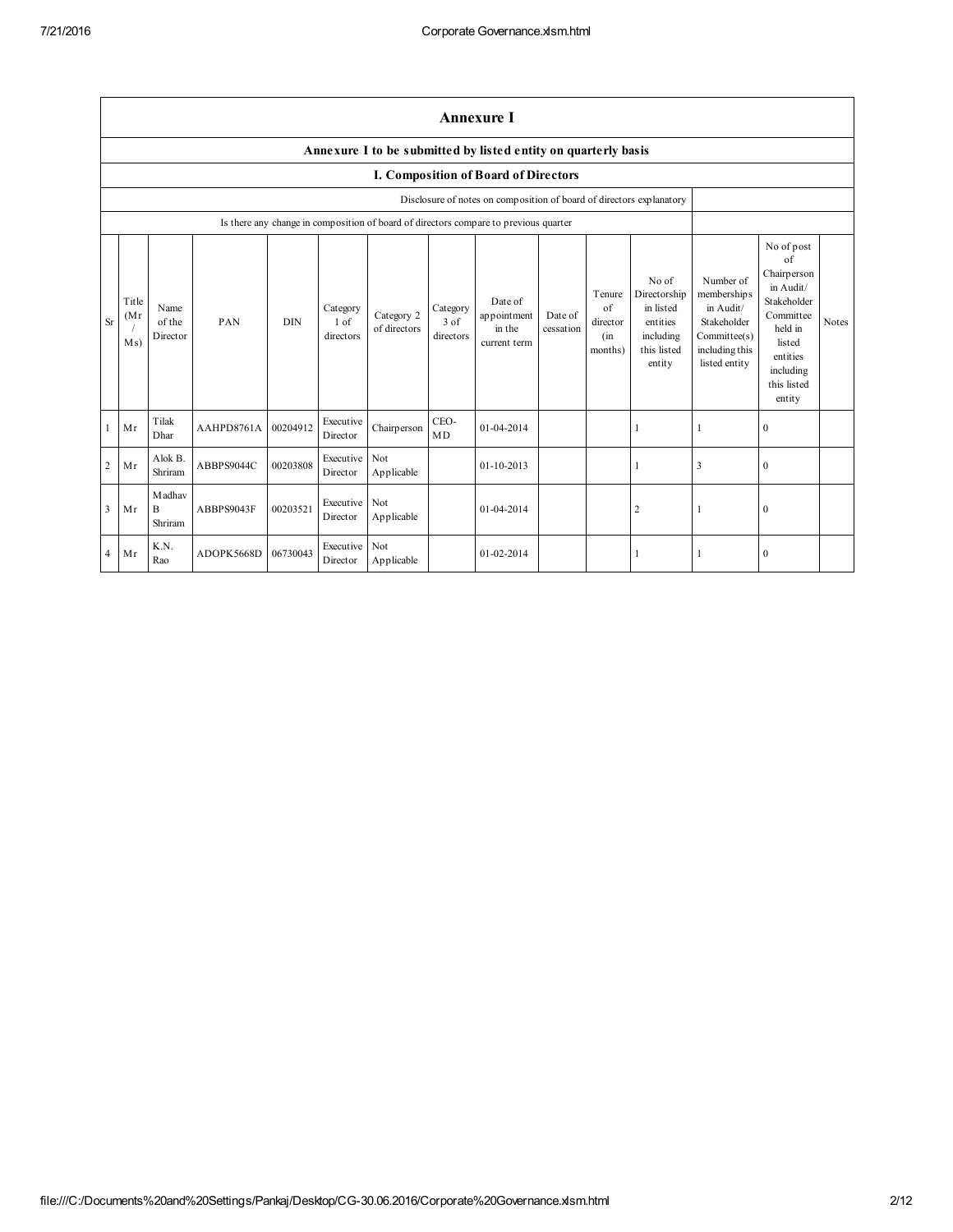# Annexure I

## Annexure I to be submitted by listed entity on quarterly basis

### I. Composition of Board of Directors

Disclosure of notes on composition of board of directors explanatory

Is there any change in composition of board of directors compare to previous quarter

| Sr | Title (Mr / Ms) | Name of the Director | PAN | DIN | Category 1 of directors | Category 2 of directors | Category 3 of directors | Date of appointment in the current term | Date of cessation | Tenure of director (in months) | No of Directorship in listed entities including this listed entity | Number of memberships in Audit/ Stakeholder Committee(s) including this listed entity | No of post of Chairperson in Audit/ Stakeholder Committee held in listed entities including this listed entity | Notes |
|---|---|---|---|---|---|---|---|---|---|---|---|---|---|---|
| 1 | Mr | Tilak Dhar | AAHPD8761A | 00204912 | Executive Director | Chairperson | CEO-MD | 01-04-2014 | | | 1 | 1 | 0 | |
| 2 | Mr | Alok B. Shriram | ABBPS9044C | 00203808 | Executive Director | Not Applicable | | 01-10-2013 | | | 1 | 3 | 0 | |
| 3 | Mr | Madhav B Shriram | ABBPS9043F | 00203521 | Executive Director | Not Applicable | | 01-04-2014 | | | 2 | 1 | 0 | |
| 4 | Mr | K.N. Rao | ADOPK5668D | 06730043 | Executive Director | Not Applicable | | 01-02-2014 | | | 1 | 1 | 0 | |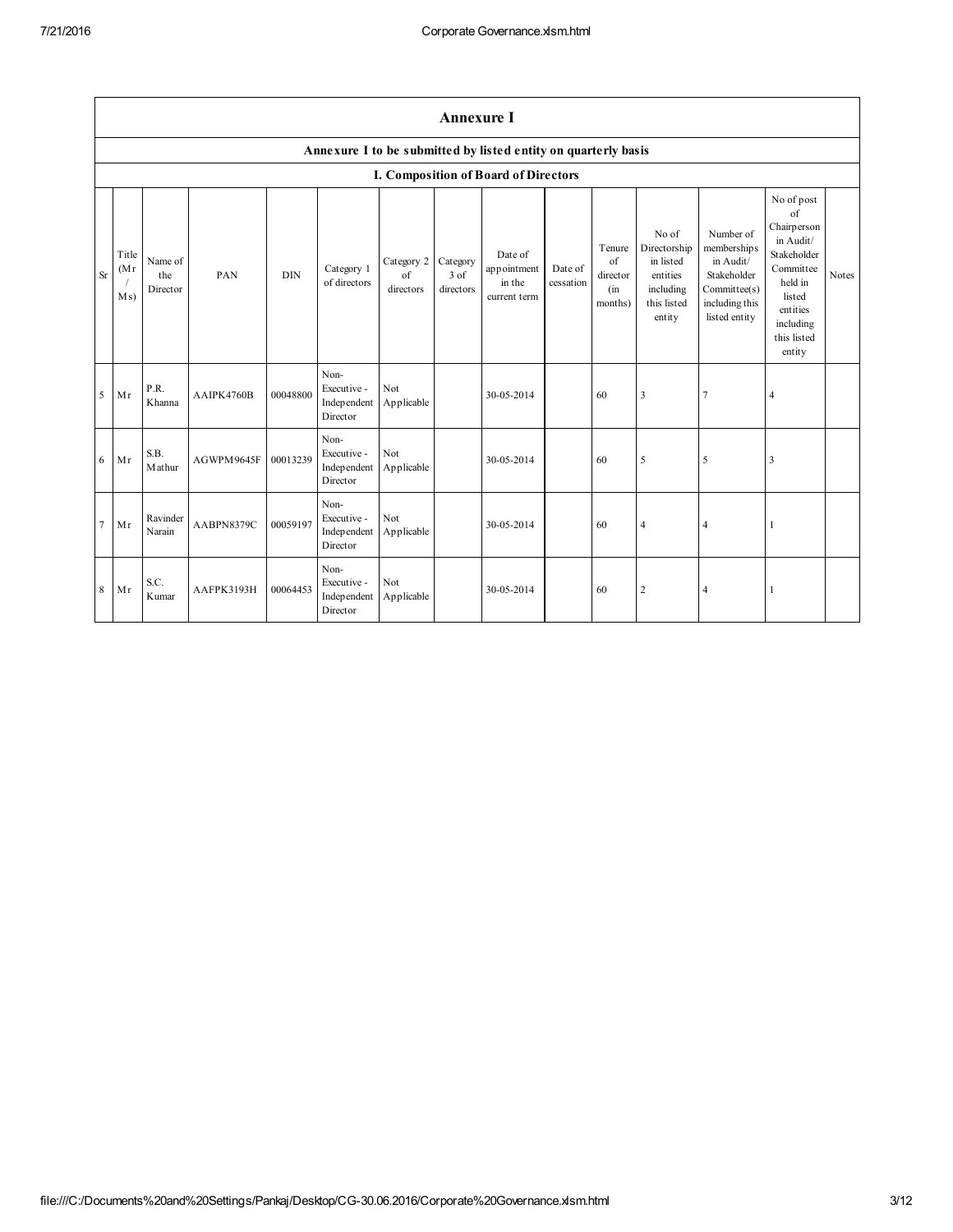## Annexure I

### Annexure I to be submitted by listed entity on quarterly basis

### I. Composition of Board of Directors

| Sr | Title (Mr / Ms) | Name of the Director | PAN | DIN | Category 1 of directors | Category 2 of directors | Category 3 of directors | Date of appointment in the current term | Date of cessation | Tenure of director (in months) | No of Directorship in listed entities including this listed entity | Number of memberships in Audit/ Stakeholder Committee(s) including this listed entity | No of post of Chairperson in Audit/ Stakeholder Committee held in listed entities including this listed entity | Notes |
|---|---|---|---|---|---|---|---|---|---|---|---|---|---|---|
| 5 | Mr | P.R. Khanna | AAIPK4760B | 00048800 | Non-Executive - Independent Director | Not Applicable | | 30-05-2014 | | 60 | 3 | 7 | 4 | |
| 6 | Mr | S.B. Mathur | AGWPM9645F | 00013239 | Non-Executive - Independent Director | Not Applicable | | 30-05-2014 | | 60 | 5 | 5 | 3 | |
| 7 | Mr | Ravinder Narain | AABPN8379C | 00059197 | Non-Executive - Independent Director | Not Applicable | | 30-05-2014 | | 60 | 4 | 4 | 1 | |
| 8 | Mr | S.C. Kumar | AAFPK3193H | 00064453 | Non-Executive - Independent Director | Not Applicable | | 30-05-2014 | | 60 | 2 | 4 | 1 | |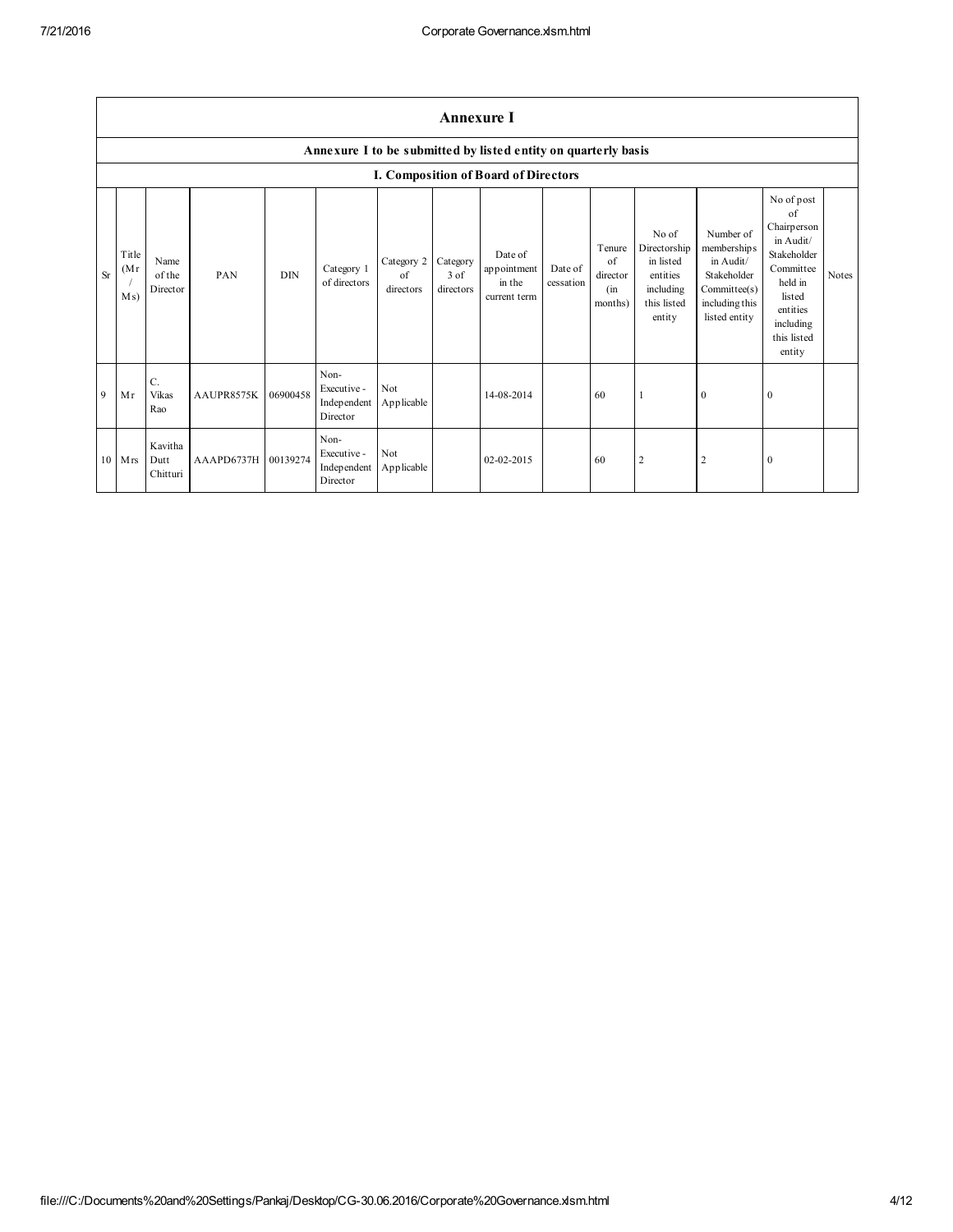## Annexure I

### Annexure I to be submitted by listed entity on quarterly basis

### I. Composition of Board of Directors

| Sr | Title (Mr / Ms) | Name of the Director | PAN | DIN | Category 1 of directors | Category 2 of directors | Category 3 of directors | Date of appointment in the current term | Date of cessation | Tenure of director (in months) | No of Directorship in listed entities including this listed entity | Number of memberships in Audit/ Stakeholder Committee(s) including this listed entity | No of post of Chairperson in Audit/ Stakeholder Committee held in listed entities including this listed entity | Notes |
|---|---|---|---|---|---|---|---|---|---|---|---|---|---|---|
| 9 | Mr | C. Vikas Rao | AAUPR8575K | 06900458 | Non-Executive - Independent Director | Not Applicable | | 14-08-2014 | | 60 | 1 | 0 | 0 | |
| 10 | Mrs | Kavitha Dutt Chitturi | AAAPD6737H | 00139274 | Non-Executive - Independent Director | Not Applicable | | 02-02-2015 | | 60 | 2 | 2 | 0 | |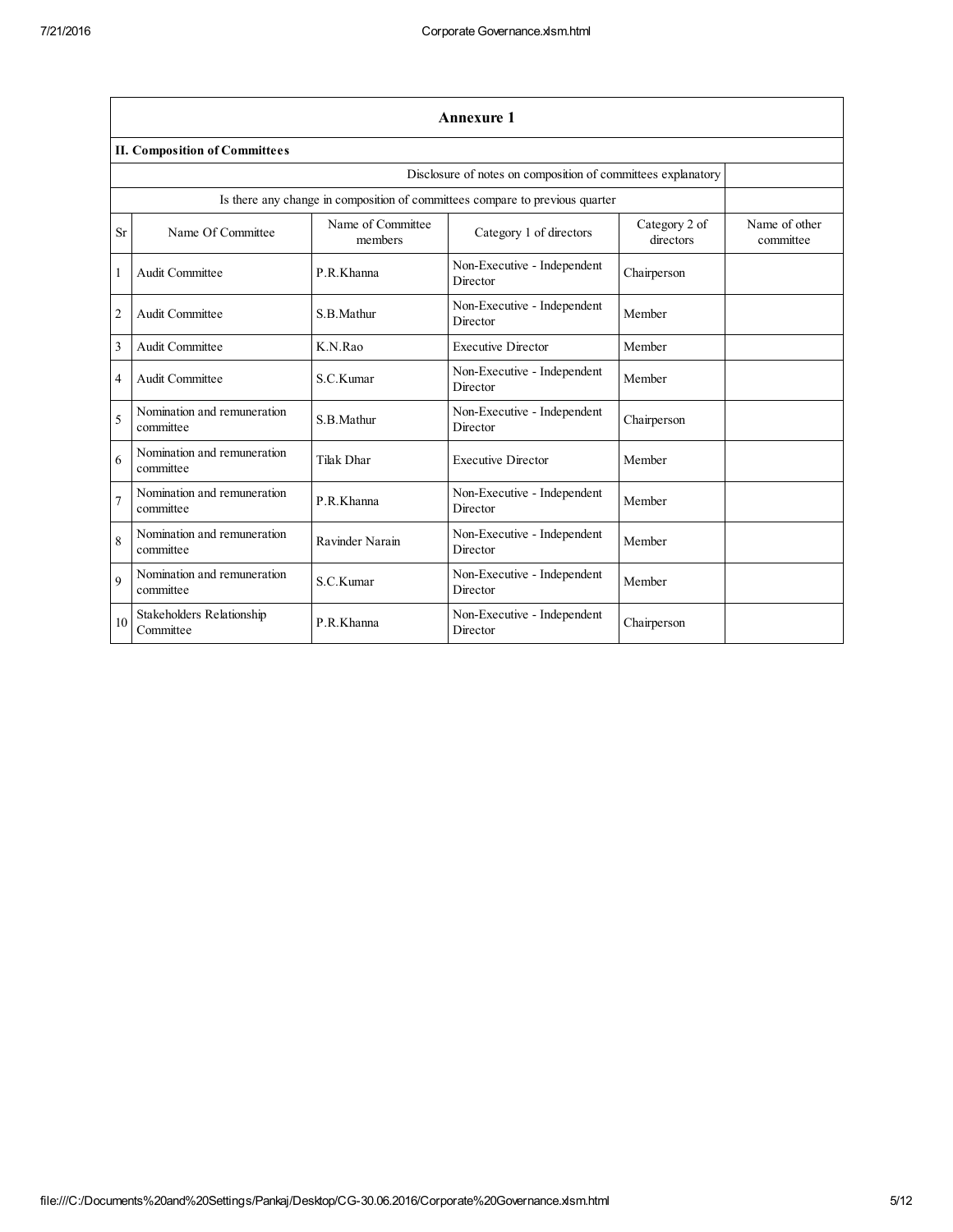## Annexure 1

### II. Composition of Committees

| Disclosure of notes on composition of committees explanatory | |
|---|---|
| Is there any change in composition of committees compare to previous quarter | |

| Sr | Name Of Committee | Name of Committee members | Category 1 of directors | Category 2 of directors | Name of other committee |
|---|---|---|---|---|---|
| 1 | Audit Committee | P.R.Khanna | Non-Executive - Independent Director | Chairperson | |
| 2 | Audit Committee | S.B.Mathur | Non-Executive - Independent Director | Member | |
| 3 | Audit Committee | K.N.Rao | Executive Director | Member | |
| 4 | Audit Committee | S.C.Kumar | Non-Executive - Independent Director | Member | |
| 5 | Nomination and remuneration committee | S.B.Mathur | Non-Executive - Independent Director | Chairperson | |
| 6 | Nomination and remuneration committee | Tilak Dhar | Executive Director | Member | |
| 7 | Nomination and remuneration committee | P.R.Khanna | Non-Executive - Independent Director | Member | |
| 8 | Nomination and remuneration committee | Ravinder Narain | Non-Executive - Independent Director | Member | |
| 9 | Nomination and remuneration committee | S.C.Kumar | Non-Executive - Independent Director | Member | |
| 10 | Stakeholders Relationship Committee | P.R.Khanna | Non-Executive - Independent Director | Chairperson | |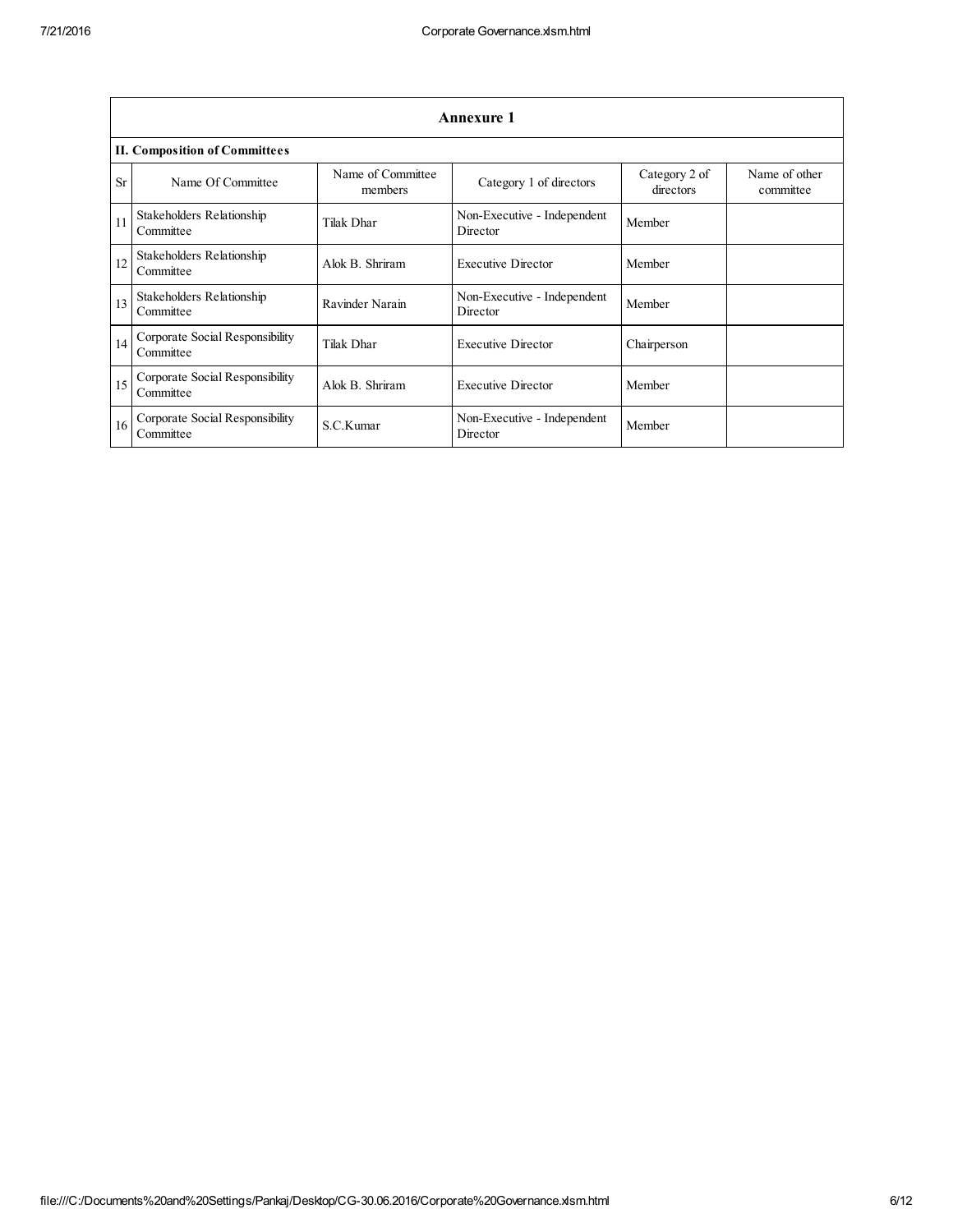| Annexure 1 | | | | | |
|---|---|---|---|---|---|
| **II. Composition of Committees** | | | | | |
| Sr | Name Of Committee | Name of Committee members | Category 1 of directors | Category 2 of directors | Name of other committee |
| 11 | Stakeholders Relationship Committee | Tilak Dhar | Non-Executive - Independent Director | Member | |
| 12 | Stakeholders Relationship Committee | Alok B. Shriram | Executive Director | Member | |
| 13 | Stakeholders Relationship Committee | Ravinder Narain | Non-Executive - Independent Director | Member | |
| 14 | Corporate Social Responsibility Committee | Tilak Dhar | Executive Director | Chairperson | |
| 15 | Corporate Social Responsibility Committee | Alok B. Shriram | Executive Director | Member | |
| 16 | Corporate Social Responsibility Committee | S.C.Kumar | Non-Executive - Independent Director | Member | |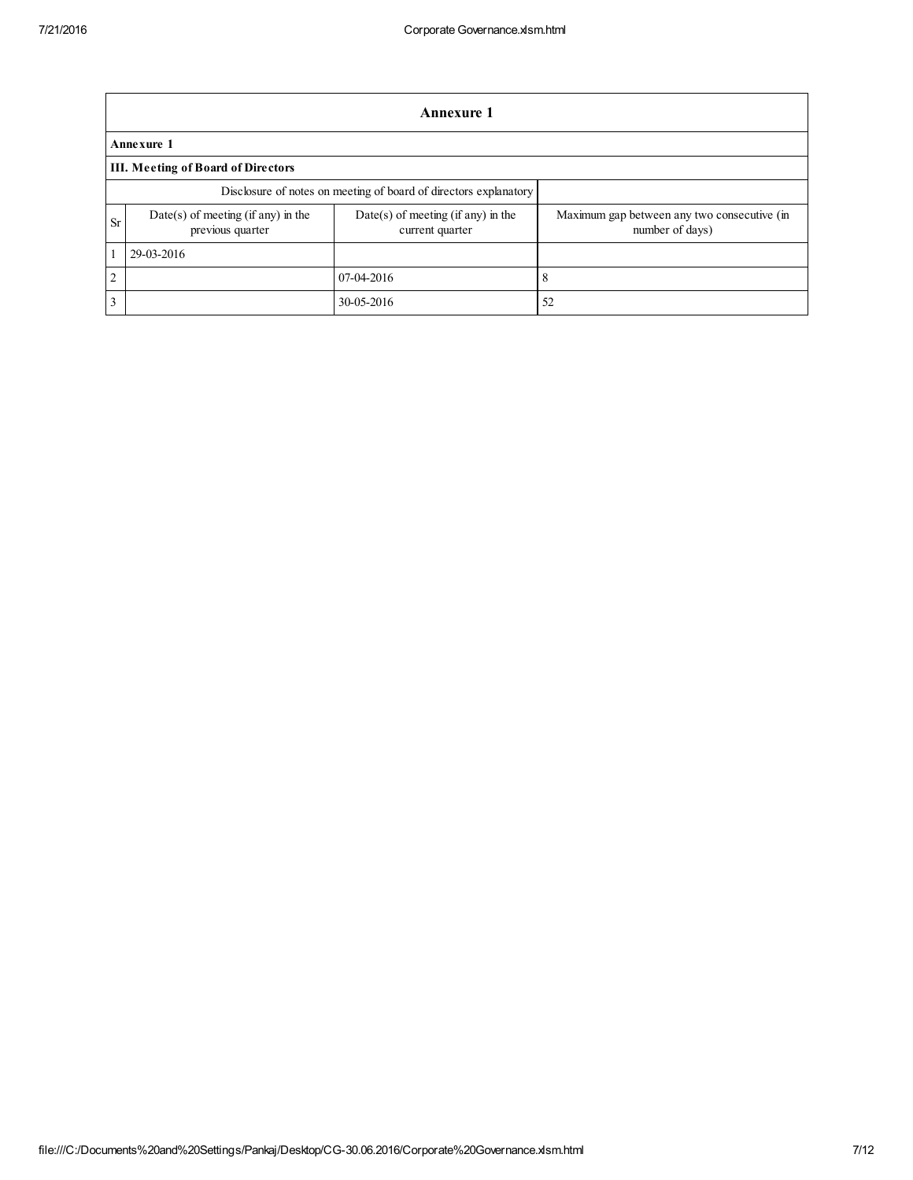| Annexure 1 | | | |
|---|---|---|---|
| **Annexure 1** | | | |
| **III. Meeting of Board of Directors** | | | |
| Disclosure of notes on meeting of board of directors explanatory | | | |
| Sr | Date(s) of meeting (if any) in the previous quarter | Date(s) of meeting (if any) in the current quarter | Maximum gap between any two consecutive (in number of days) |
| 1 | 29-03-2016 | | |
| 2 | | 07-04-2016 | 8 |
| 3 | | 30-05-2016 | 52 |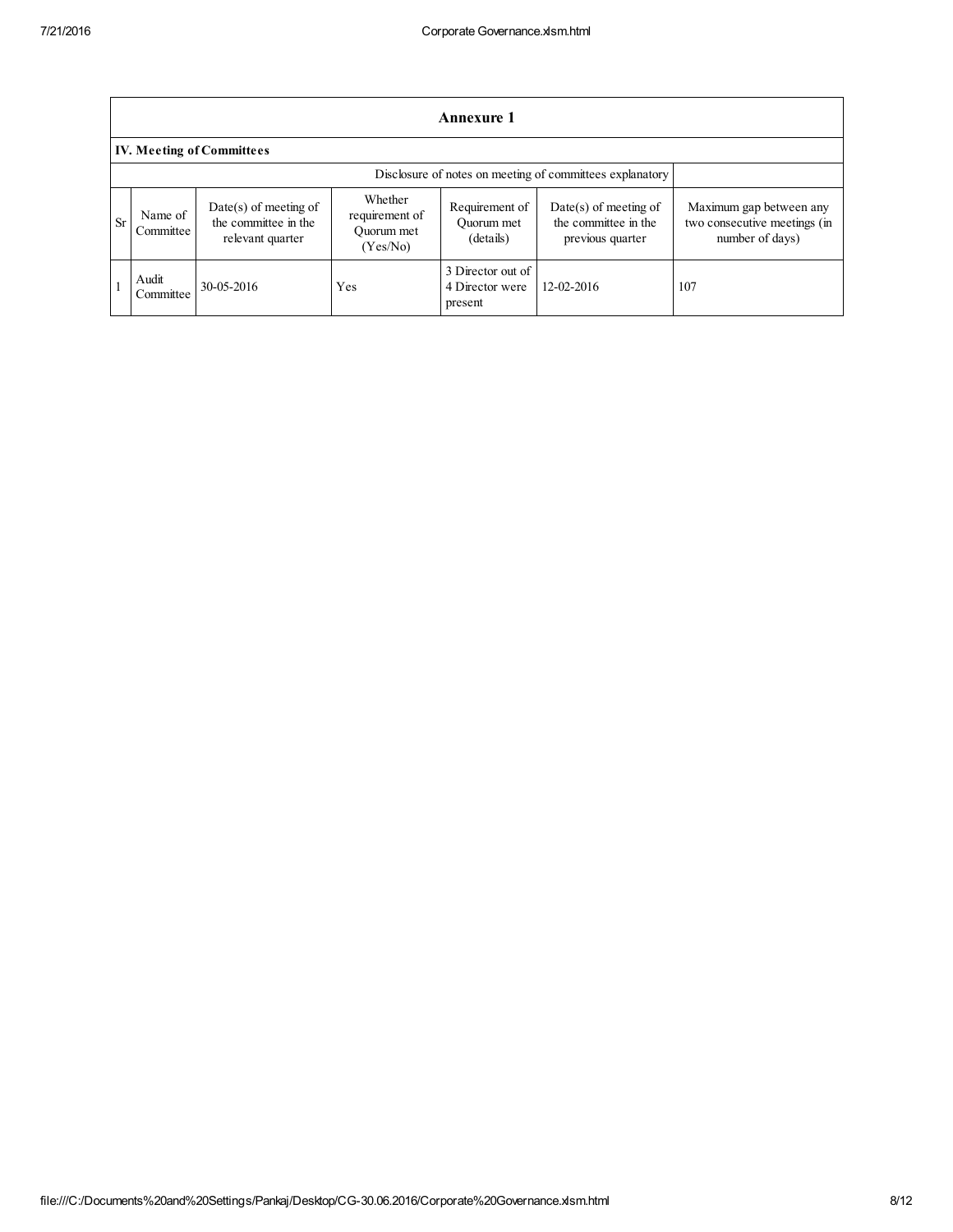| Annexure 1 | | | | | | |
|---|---|---|---|---|---|---|
| **IV. Meeting of Committees** | | | | | | |
| Disclosure of notes on meeting of committees explanatory | | | | | | |
| Sr | Name of Committee | Date(s) of meeting of the committee in the relevant quarter | Whether requirement of Quorum met (Yes/No) | Requirement of Quorum met (details) | Date(s) of meeting of the committee in the previous quarter | Maximum gap between any two consecutive meetings (in number of days) |
| 1 | Audit Committee | 30-05-2016 | Yes | 3 Director out of 4 Director were present | 12-02-2016 | 107 |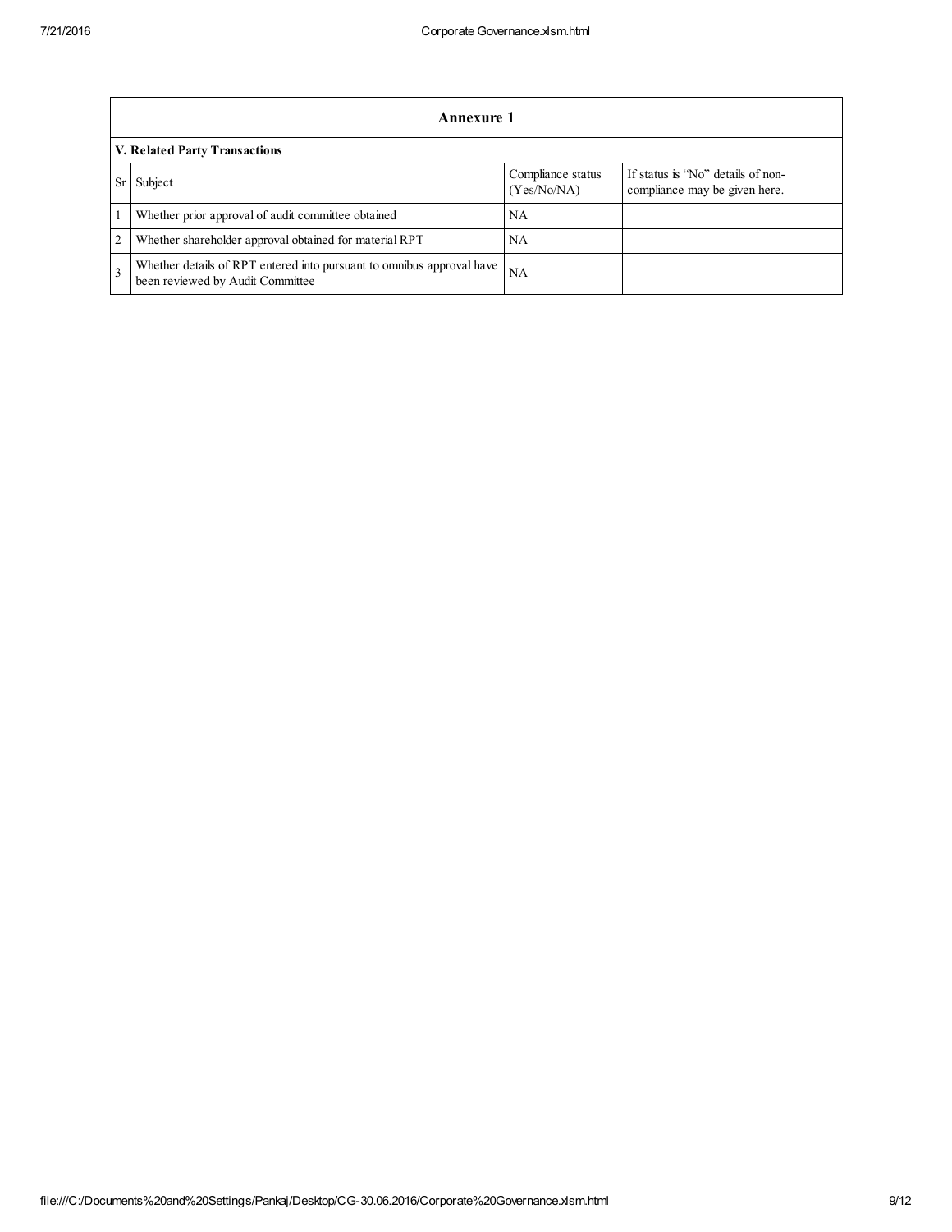## Annexure 1

### V. Related Party Transactions

| Sr | Subject | Compliance status (Yes/No/NA) | If status is "No" details of non-compliance may be given here. |
|---|---|---|---|
| 1 | Whether prior approval of audit committee obtained | NA | |
| 2 | Whether shareholder approval obtained for material RPT | NA | |
| 3 | Whether details of RPT entered into pursuant to omnibus approval have been reviewed by Audit Committee | NA | |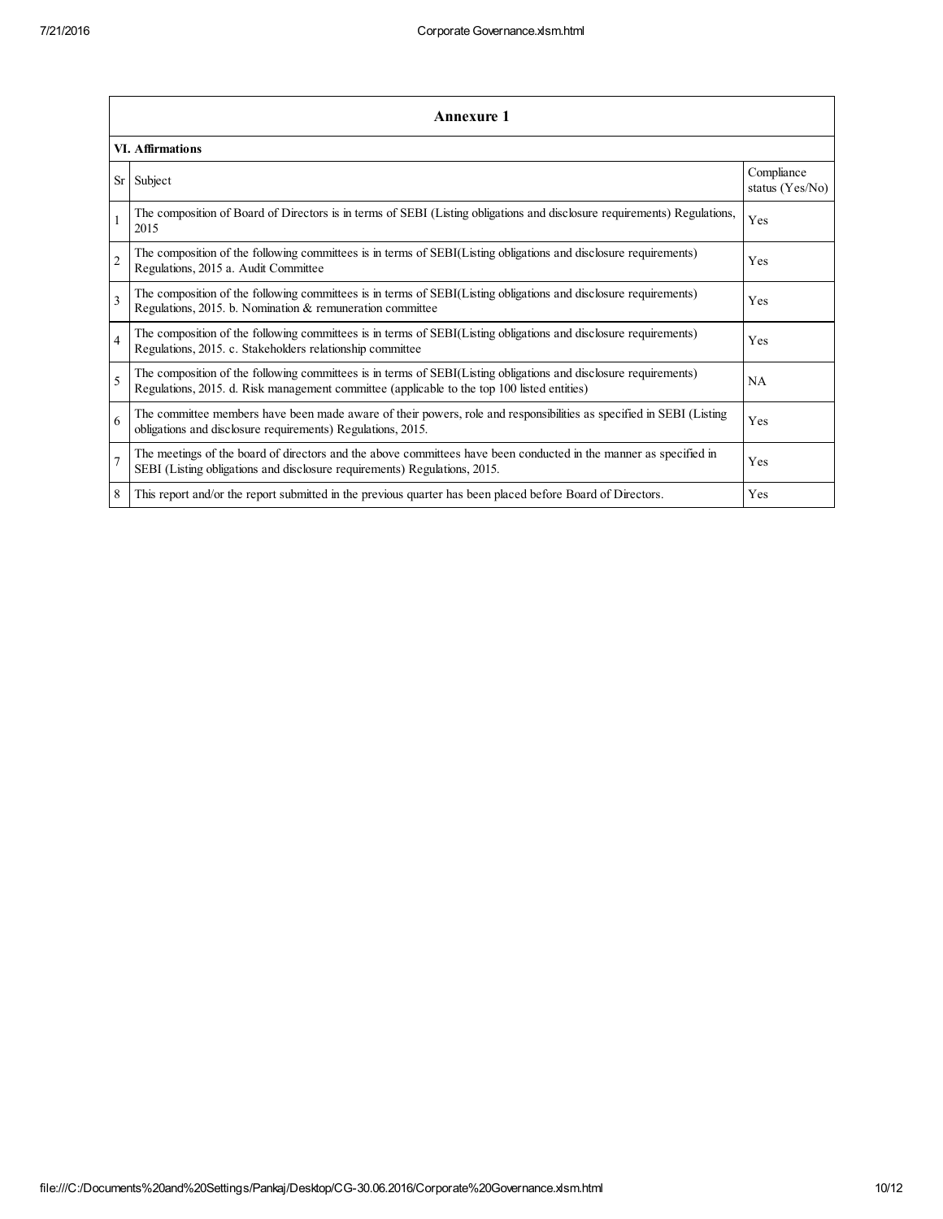| Annexure 1 | | |
|---|---|---|
| **VI. Affirmations** | | |
| Sr | Subject | Compliance status (Yes/No) |
| 1 | The composition of Board of Directors is in terms of SEBI (Listing obligations and disclosure requirements) Regulations, 2015 | Yes |
| 2 | The composition of the following committees is in terms of SEBI(Listing obligations and disclosure requirements) Regulations, 2015 a. Audit Committee | Yes |
| 3 | The composition of the following committees is in terms of SEBI(Listing obligations and disclosure requirements) Regulations, 2015. b. Nomination & remuneration committee | Yes |
| 4 | The composition of the following committees is in terms of SEBI(Listing obligations and disclosure requirements) Regulations, 2015. c. Stakeholders relationship committee | Yes |
| 5 | The composition of the following committees is in terms of SEBI(Listing obligations and disclosure requirements) Regulations, 2015. d. Risk management committee (applicable to the top 100 listed entities) | NA |
| 6 | The committee members have been made aware of their powers, role and responsibilities as specified in SEBI (Listing obligations and disclosure requirements) Regulations, 2015. | Yes |
| 7 | The meetings of the board of directors and the above committees have been conducted in the manner as specified in SEBI (Listing obligations and disclosure requirements) Regulations, 2015. | Yes |
| 8 | This report and/or the report submitted in the previous quarter has been placed before Board of Directors. | Yes |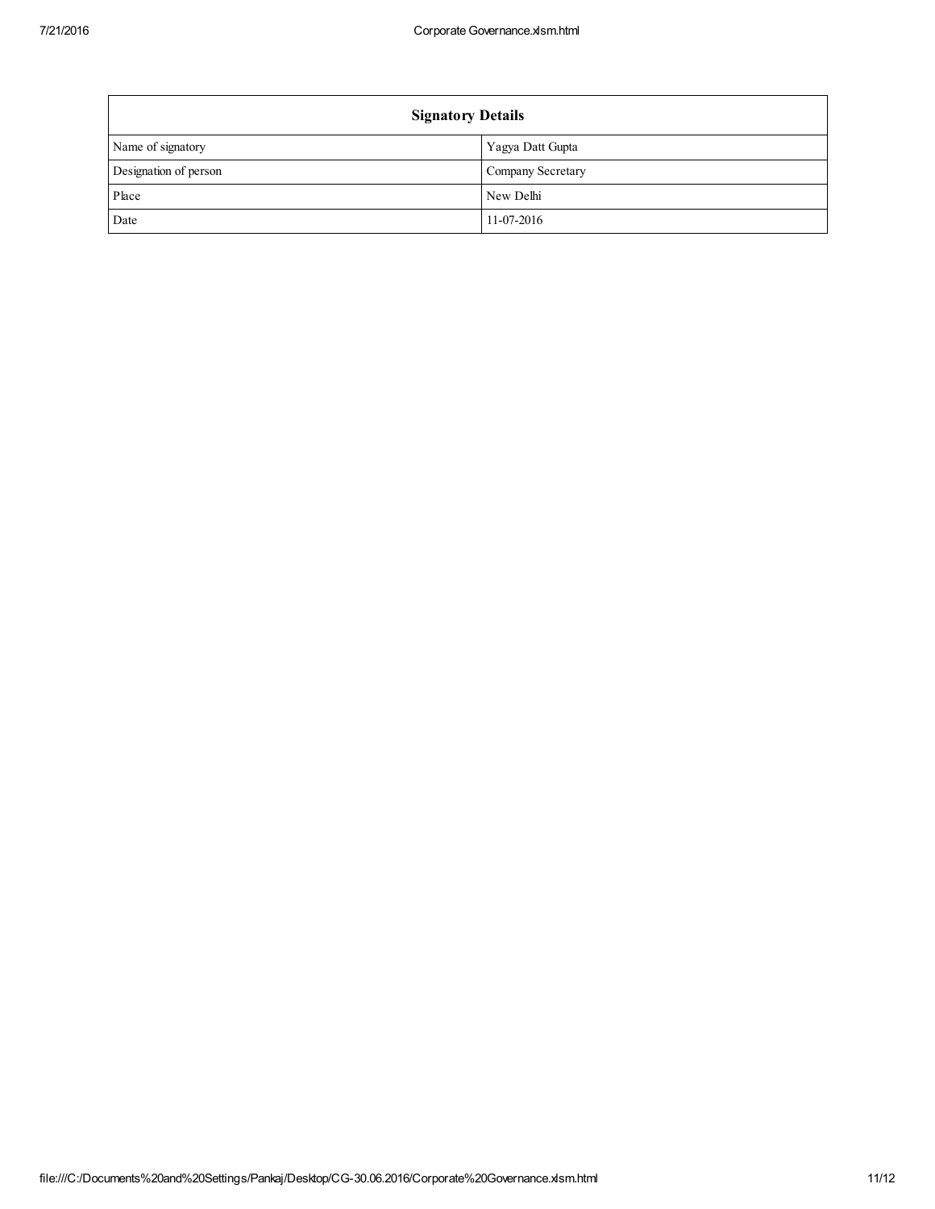| Signatory Details | |
| --- | --- |
| Name of signatory | Yagya Datt Gupta |
| Designation of person | Company Secretary |
| Place | New Delhi |
| Date | 11-07-2016 |